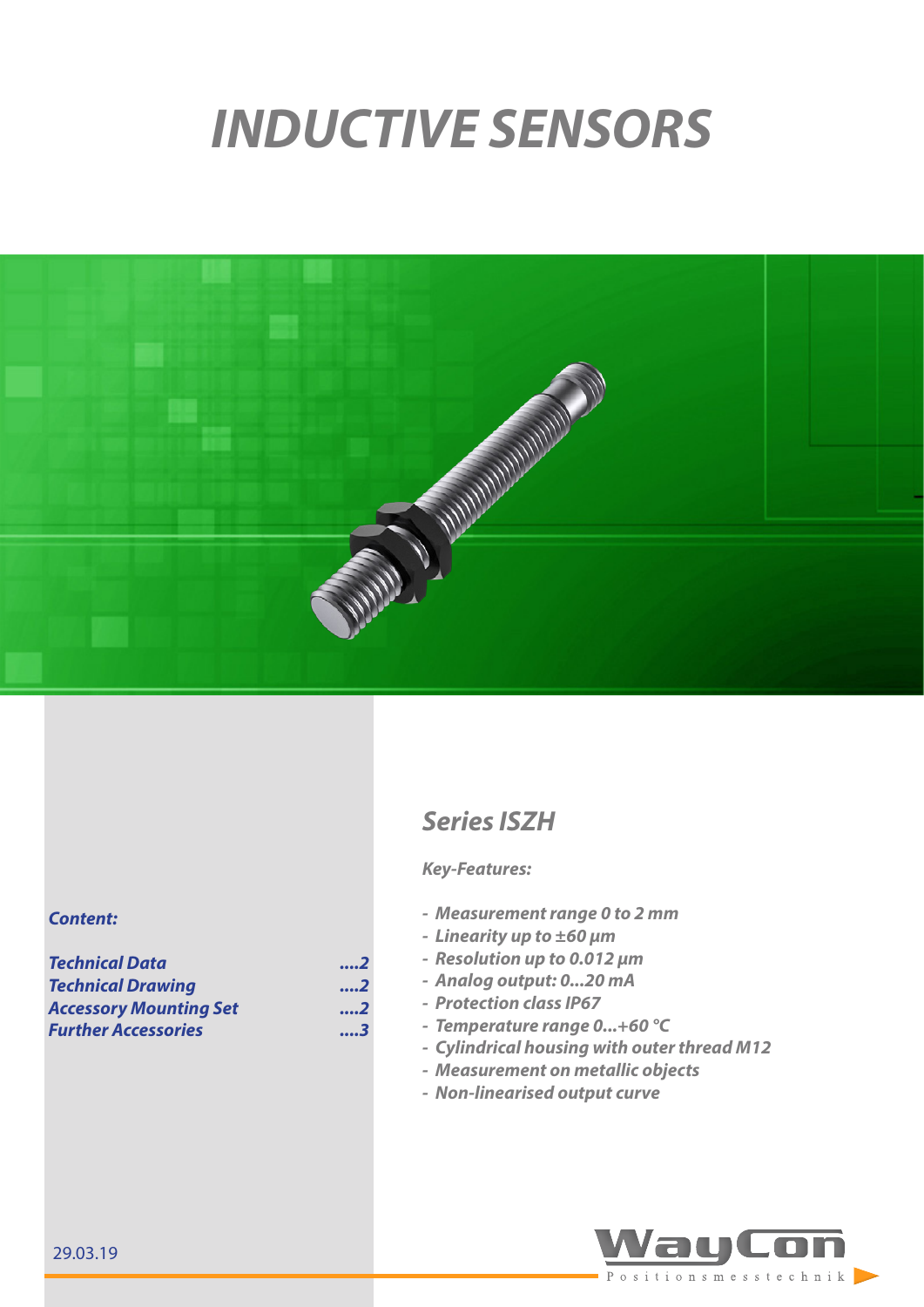# INDUCTIVE SENSORS

## Series ISZH

***Key-Features:***

- *Measurement range 0 to 2 mm*
- *Linearity up to ±60 µm*
- *Resolution up to 0.012 µm*
- *Analog output: 0...20 mA*
- *Protection class IP67*
- *Temperature range 0...+60 °C*
- *Cylindrical housing with outer thread M12*
- *Measurement on metallic objects*
- *Non-linearised output curve*

***Content:***

| | |
|---|---|
| *Technical Data* | ....2 |
| *Technical Drawing* | ....2 |
| *Accessory Mounting Set* | ....2 |
| *Further Accessories* | ....3 |

29.03.19

WayCon Positionsmesstechnik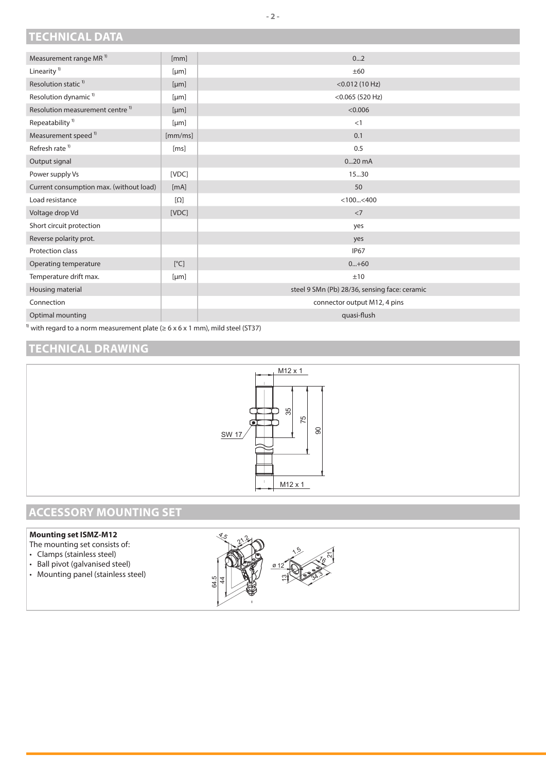## TECHNICAL DATA

| | | |
|---|---|---|
| Measurement range MR [1] | [mm] | 0...2 |
| Linearity [1] | [µm] | ±60 |
| Resolution static [1] | [µm] | <0.012 (10 Hz) |
| Resolution dynamic [1] | [µm] | <0.065 (520 Hz) |
| Resolution measurement centre [1] | [µm] | <0.006 |
| Repeatability [1] | [µm] | <1 |
| Measurement speed [1] | [mm/ms] | 0.1 |
| Refresh rate [1] | [ms] | 0.5 |
| Output signal | | 0...20 mA |
| Power supply Vs | [VDC] | 15...30 |
| Current consumption max. (without load) | [mA] | 50 |
| Load resistance | [Ω] | <100...<400 |
| Voltage drop Vd | [VDC] | <7 |
| Short circuit protection | | yes |
| Reverse polarity prot. | | yes |
| Protection class | | IP67 |
| Operating temperature | [°C] | 0...+60 |
| Temperature drift max. | [µm] | ±10 |
| Housing material | | steel 9 SMn (Pb) 28/36, sensing face: ceramic |
| Connection | | connector output M12, 4 pins |
| Optimal mounting | | quasi-flush |

[1] with regard to a norm measurement plate (≥ 6 x 6 x 1 mm), mild steel (ST37)

## TECHNICAL DRAWING

M12 x 1, 35, 75, 90, SW 17, M12 x 1

## ACCESSORY MOUNTING SET

**Mounting set ISMZ-M12**

The mounting set consists of:

- Clamps (stainless steel)
- Ball pivot (galvanised steel)
- Mounting panel (stainless steel)

4.5, 21.2, 64.5, 44, ø 12, 1.5, 13, 16, 21, 34.3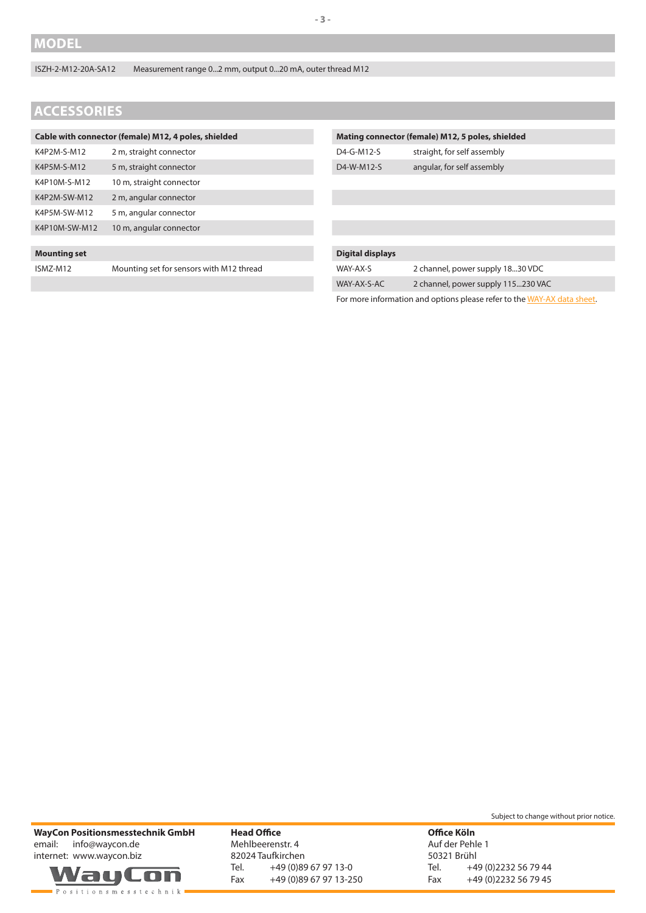## MODEL

| | |
|---|---|
| ISZH-2-M12-20A-SA12 | Measurement range 0...2 mm, output 0...20 mA, outer thread M12 |

## ACCESSORIES

| Cable with connector (female) M12, 4 poles, shielded | |
|---|---|
| K4P2M-S-M12 | 2 m, straight connector |
| K4P5M-S-M12 | 5 m, straight connector |
| K4P10M-S-M12 | 10 m, straight connector |
| K4P2M-SW-M12 | 2 m, angular connector |
| K4P5M-SW-M12 | 5 m, angular connector |
| K4P10M-SW-M12 | 10 m, angular connector |

| Mounting set | |
|---|---|
| ISMZ-M12 | Mounting set for sensors with M12 thread |

| Mating connector (female) M12, 5 poles, shielded | |
|---|---|
| D4-G-M12-S | straight, for self assembly |
| D4-W-M12-S | angular, for self assembly |

| Digital displays | |
|---|---|
| WAY-AX-S | 2 channel, power supply 18...30 VDC |
| WAY-AX-S-AC | 2 channel, power supply 115...230 VAC |

For more information and options please refer to the WAY-AX data sheet.

Subject to change without prior notice.

**WayCon Positionsmesstechnik GmbH**
email: info@waycon.de
internet: www.waycon.biz

**Head Office**
Mehlbeerenstr. 4
82024 Taufkirchen
Tel. +49 (0)89 67 97 13-0
Fax +49 (0)89 67 97 13-250

**Office Köln**
Auf der Pehle 1
50321 Brühl
Tel. +49 (0)2232 56 79 44
Fax +49 (0)2232 56 79 45